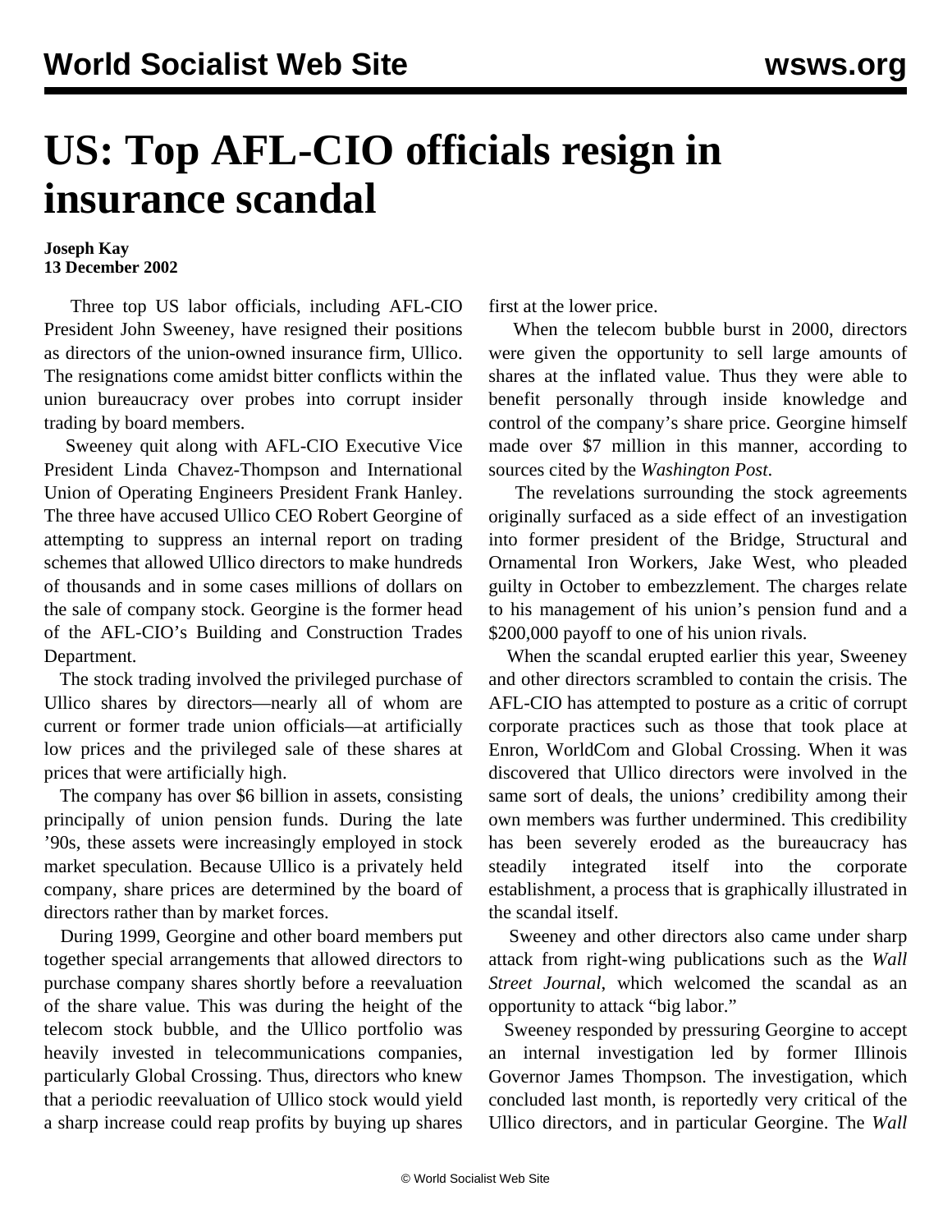# US: Top AFL-CIO officials resign in insurance scandal

**Joseph Kay**
**13 December 2002**

Three top US labor officials, including AFL-CIO President John Sweeney, have resigned their positions as directors of the union-owned insurance firm, Ullico. The resignations come amidst bitter conflicts within the union bureaucracy over probes into corrupt insider trading by board members.

Sweeney quit along with AFL-CIO Executive Vice President Linda Chavez-Thompson and International Union of Operating Engineers President Frank Hanley. The three have accused Ullico CEO Robert Georgine of attempting to suppress an internal report on trading schemes that allowed Ullico directors to make hundreds of thousands and in some cases millions of dollars on the sale of company stock. Georgine is the former head of the AFL-CIO's Building and Construction Trades Department.

The stock trading involved the privileged purchase of Ullico shares by directors—nearly all of whom are current or former trade union officials—at artificially low prices and the privileged sale of these shares at prices that were artificially high.

The company has over $6 billion in assets, consisting principally of union pension funds. During the late '90s, these assets were increasingly employed in stock market speculation. Because Ullico is a privately held company, share prices are determined by the board of directors rather than by market forces.

During 1999, Georgine and other board members put together special arrangements that allowed directors to purchase company shares shortly before a reevaluation of the share value. This was during the height of the telecom stock bubble, and the Ullico portfolio was heavily invested in telecommunications companies, particularly Global Crossing. Thus, directors who knew that a periodic reevaluation of Ullico stock would yield a sharp increase could reap profits by buying up shares first at the lower price.

When the telecom bubble burst in 2000, directors were given the opportunity to sell large amounts of shares at the inflated value. Thus they were able to benefit personally through inside knowledge and control of the company's share price. Georgine himself made over $7 million in this manner, according to sources cited by the *Washington Post*.

The revelations surrounding the stock agreements originally surfaced as a side effect of an investigation into former president of the Bridge, Structural and Ornamental Iron Workers, Jake West, who pleaded guilty in October to embezzlement. The charges relate to his management of his union's pension fund and a $200,000 payoff to one of his union rivals.

When the scandal erupted earlier this year, Sweeney and other directors scrambled to contain the crisis. The AFL-CIO has attempted to posture as a critic of corrupt corporate practices such as those that took place at Enron, WorldCom and Global Crossing. When it was discovered that Ullico directors were involved in the same sort of deals, the unions' credibility among their own members was further undermined. This credibility has been severely eroded as the bureaucracy has steadily integrated itself into the corporate establishment, a process that is graphically illustrated in the scandal itself.

Sweeney and other directors also came under sharp attack from right-wing publications such as the *Wall Street Journal*, which welcomed the scandal as an opportunity to attack "big labor."

Sweeney responded by pressuring Georgine to accept an internal investigation led by former Illinois Governor James Thompson. The investigation, which concluded last month, is reportedly very critical of the Ullico directors, and in particular Georgine. The *Wall*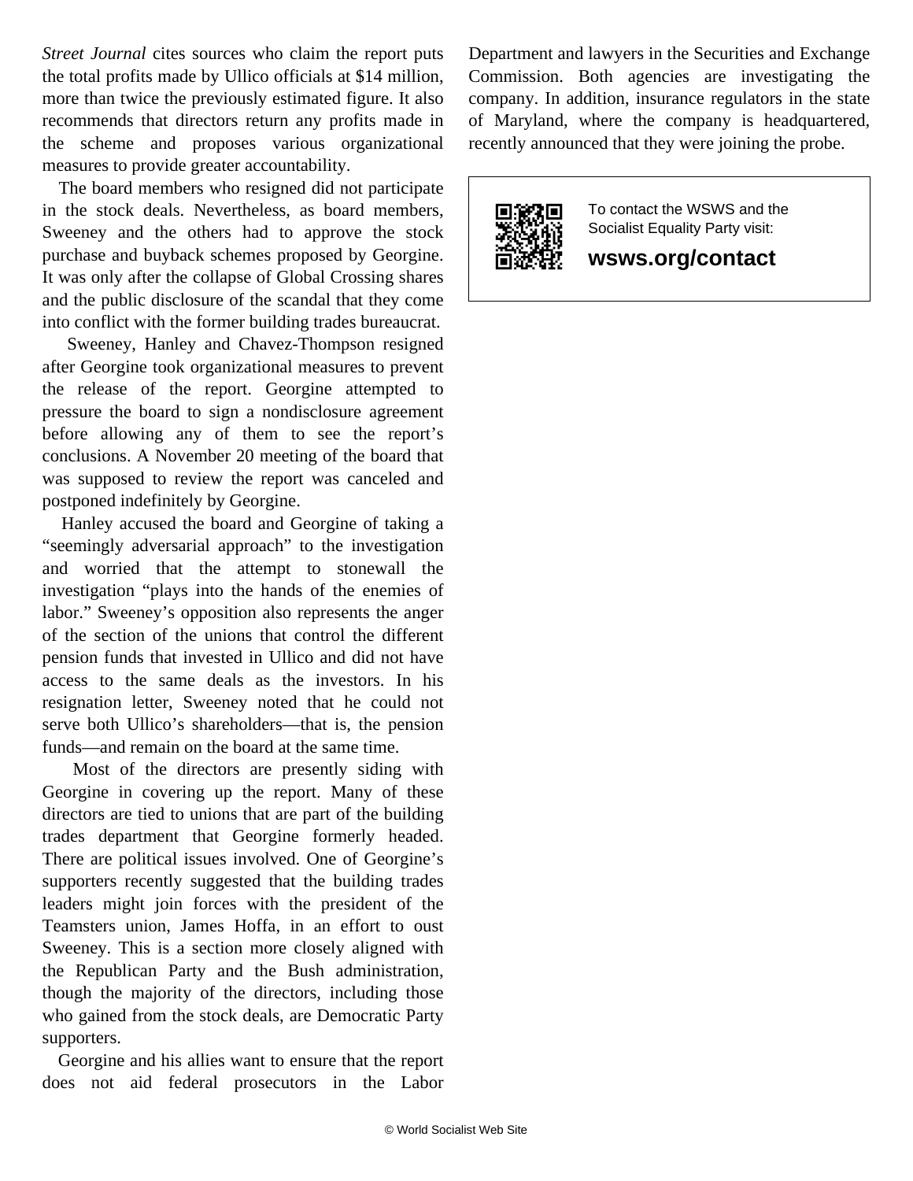*Street Journal* cites sources who claim the report puts the total profits made by Ullico officials at $14 million, more than twice the previously estimated figure. It also recommends that directors return any profits made in the scheme and proposes various organizational measures to provide greater accountability.

The board members who resigned did not participate in the stock deals. Nevertheless, as board members, Sweeney and the others had to approve the stock purchase and buyback schemes proposed by Georgine. It was only after the collapse of Global Crossing shares and the public disclosure of the scandal that they come into conflict with the former building trades bureaucrat.

Sweeney, Hanley and Chavez-Thompson resigned after Georgine took organizational measures to prevent the release of the report. Georgine attempted to pressure the board to sign a nondisclosure agreement before allowing any of them to see the report's conclusions. A November 20 meeting of the board that was supposed to review the report was canceled and postponed indefinitely by Georgine.

Hanley accused the board and Georgine of taking a "seemingly adversarial approach" to the investigation and worried that the attempt to stonewall the investigation "plays into the hands of the enemies of labor." Sweeney's opposition also represents the anger of the section of the unions that control the different pension funds that invested in Ullico and did not have access to the same deals as the investors. In his resignation letter, Sweeney noted that he could not serve both Ullico's shareholders—that is, the pension funds—and remain on the board at the same time.

Most of the directors are presently siding with Georgine in covering up the report. Many of these directors are tied to unions that are part of the building trades department that Georgine formerly headed. There are political issues involved. One of Georgine's supporters recently suggested that the building trades leaders might join forces with the president of the Teamsters union, James Hoffa, in an effort to oust Sweeney. This is a section more closely aligned with the Republican Party and the Bush administration, though the majority of the directors, including those who gained from the stock deals, are Democratic Party supporters.

Georgine and his allies want to ensure that the report does not aid federal prosecutors in the Labor Department and lawyers in the Securities and Exchange Commission. Both agencies are investigating the company. In addition, insurance regulators in the state of Maryland, where the company is headquartered, recently announced that they were joining the probe.

To contact the WSWS and the Socialist Equality Party visit:

**wsws.org/contact**